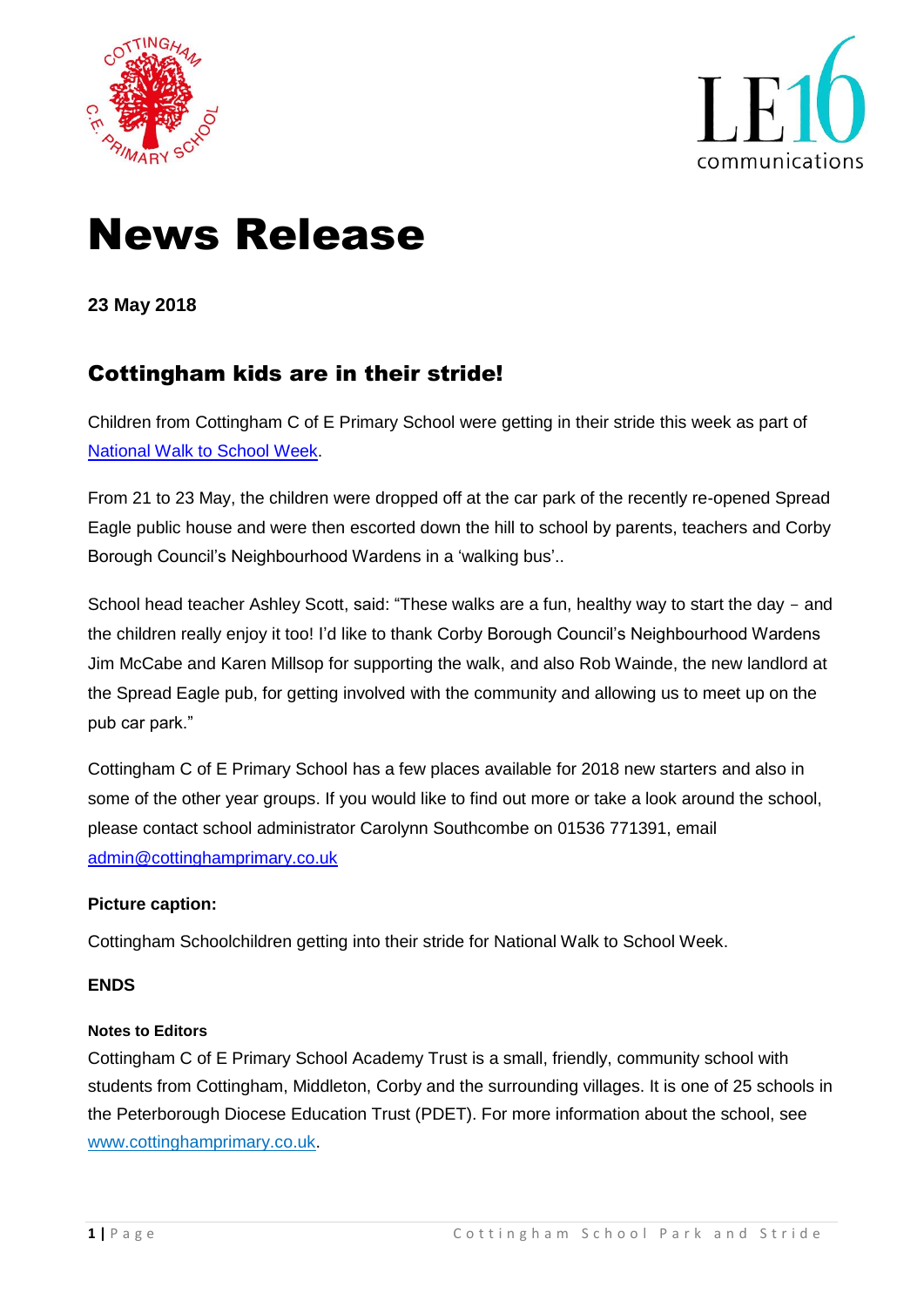# News Release

**23 May 2018**

## Cottingham kids are in their stride!

Children from Cottingham C of E Primary School were getting in their stride this week as part of National Walk to School Week.

From 21 to 23 May, the children were dropped off at the car park of the recently re-opened Spread Eagle public house and were then escorted down the hill to school by parents, teachers and Corby Borough Council's Neighbourhood Wardens in a 'walking bus'..

School head teacher Ashley Scott, said: "These walks are a fun, healthy way to start the day – and the children really enjoy it too! I'd like to thank Corby Borough Council's Neighbourhood Wardens Jim McCabe and Karen Millsop for supporting the walk, and also Rob Wainde, the new landlord at the Spread Eagle pub, for getting involved with the community and allowing us to meet up on the pub car park."

Cottingham C of E Primary School has a few places available for 2018 new starters and also in some of the other year groups. If you would like to find out more or take a look around the school, please contact school administrator Carolynn Southcombe on 01536 771391, email admin@cottinghamprimary.co.uk

**Picture caption:**

Cottingham Schoolchildren getting into their stride for National Walk to School Week.

**ENDS**

**Notes to Editors**

Cottingham C of E Primary School Academy Trust is a small, friendly, community school with students from Cottingham, Middleton, Corby and the surrounding villages. It is one of 25 schools in the Peterborough Diocese Education Trust (PDET). For more information about the school, see www.cottinghamprimary.co.uk.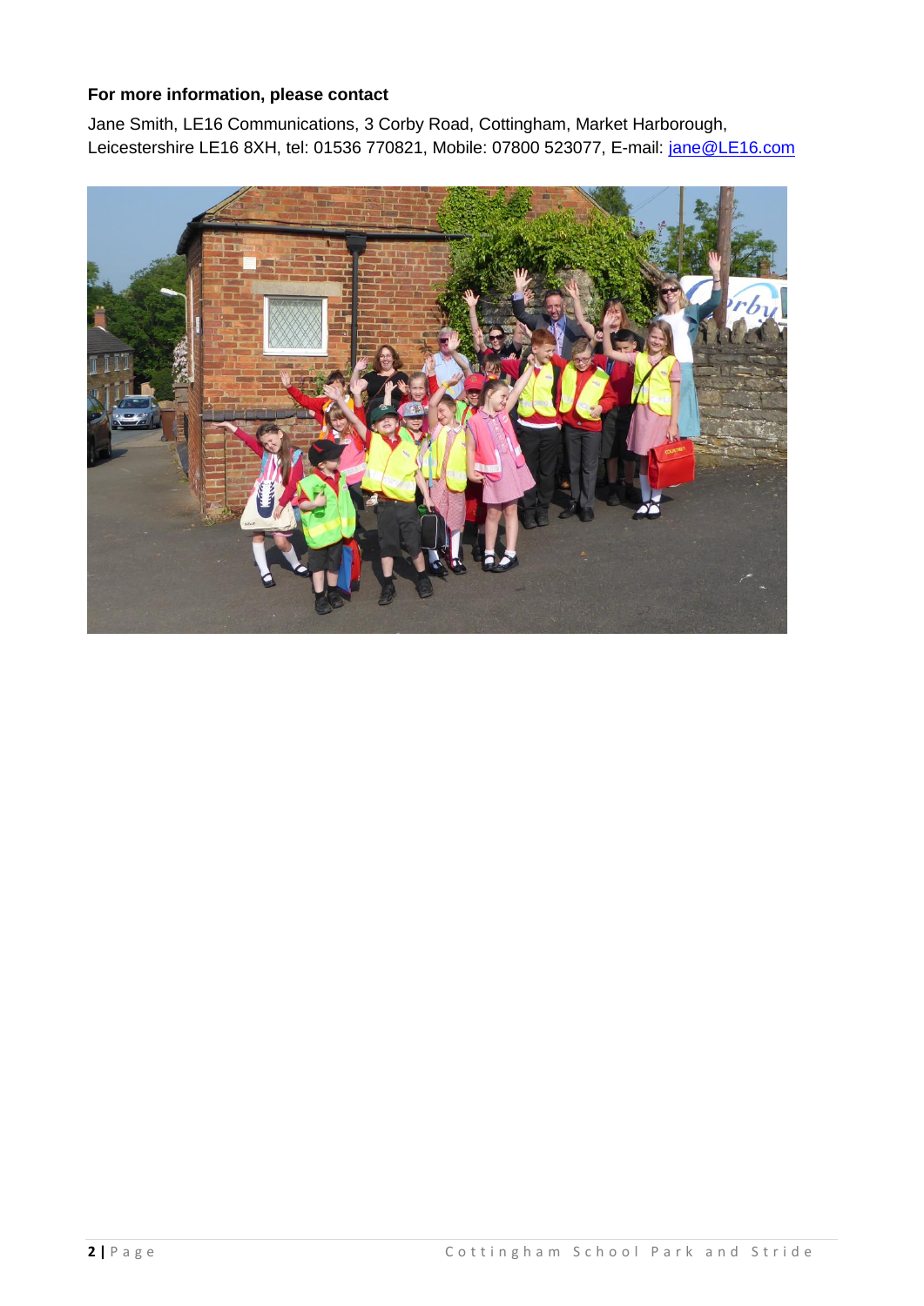**For more information, please contact**

Jane Smith, LE16 Communications, 3 Corby Road, Cottingham, Market Harborough, Leicestershire LE16 8XH, tel: 01536 770821, Mobile: 07800 523077, E-mail: jane@LE16.com